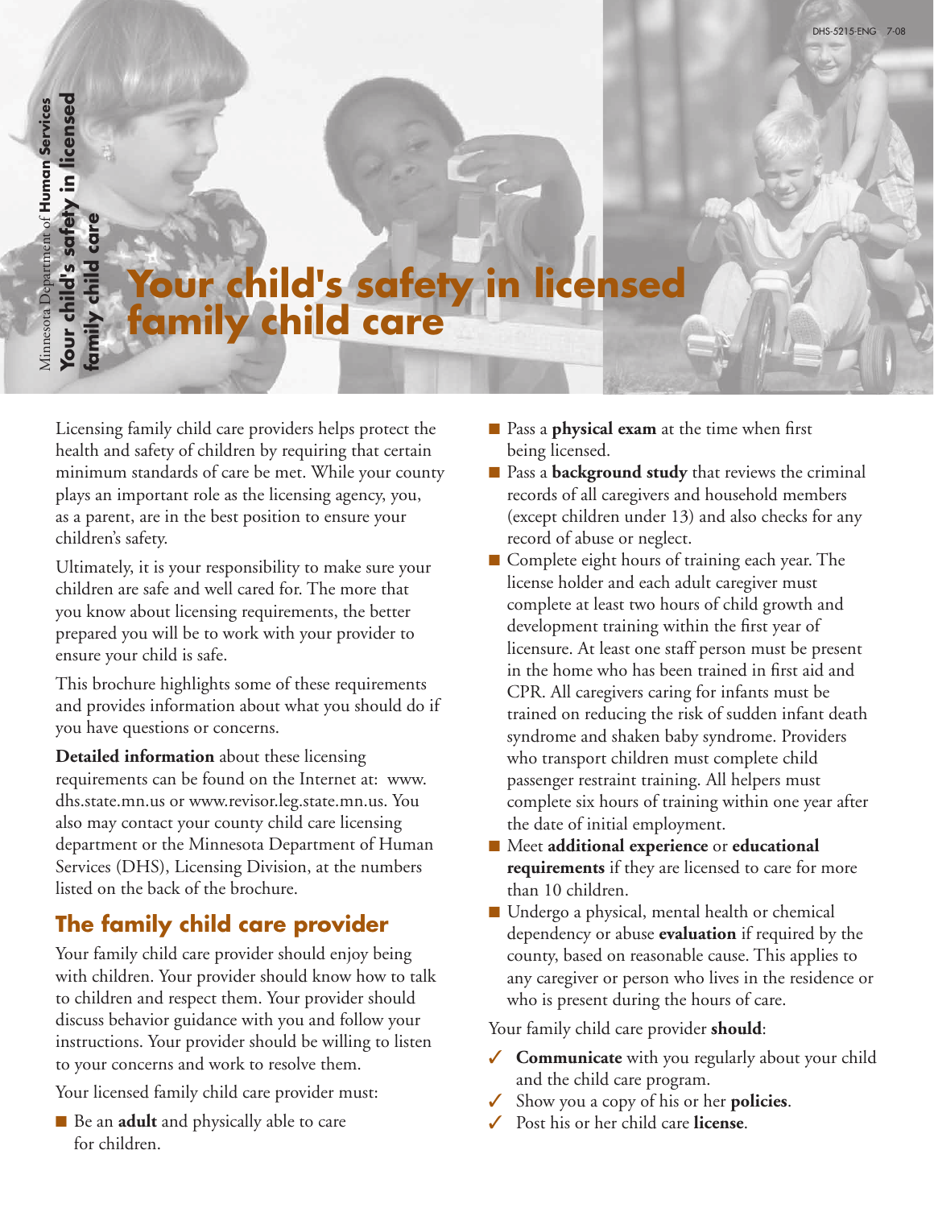# Your child's safety in licensed family child care

Licensing family child care providers helps protect the health and safety of children by requiring that certain minimum standards of care be met. While your county plays an important role as the licensing agency, you, as a parent, are in the best position to ensure your children's safety.

Ultimately, it is your responsibility to make sure your children are safe and well cared for. The more that you know about licensing requirements, the better prepared you will be to work with your provider to ensure your child is safe.

This brochure highlights some of these requirements and provides information about what you should do if you have questions or concerns.

**Detailed information** about these licensing requirements can be found on the Internet at: www.dhs.state.mn.us or www.revisor.leg.state.mn.us. You also may contact your county child care licensing department or the Minnesota Department of Human Services (DHS), Licensing Division, at the numbers listed on the back of the brochure.

## The family child care provider

Your family child care provider should enjoy being with children. Your provider should know how to talk to children and respect them. Your provider should discuss behavior guidance with you and follow your instructions. Your provider should be willing to listen to your concerns and work to resolve them.

Your licensed family child care provider must:

- Be an **adult** and physically able to care for children.
- Pass a **physical exam** at the time when first being licensed.
- Pass a **background study** that reviews the criminal records of all caregivers and household members (except children under 13) and also checks for any record of abuse or neglect.
- Complete eight hours of training each year. The license holder and each adult caregiver must complete at least two hours of child growth and development training within the first year of licensure. At least one staff person must be present in the home who has been trained in first aid and CPR. All caregivers caring for infants must be trained on reducing the risk of sudden infant death syndrome and shaken baby syndrome. Providers who transport children must complete child passenger restraint training. All helpers must complete six hours of training within one year after the date of initial employment.
- Meet **additional experience** or **educational requirements** if they are licensed to care for more than 10 children.
- Undergo a physical, mental health or chemical dependency or abuse **evaluation** if required by the county, based on reasonable cause. This applies to any caregiver or person who lives in the residence or who is present during the hours of care.

Your family child care provider **should**:

- ✓ **Communicate** with you regularly about your child and the child care program.
- ✓ Show you a copy of his or her **policies**.
- ✓ Post his or her child care **license**.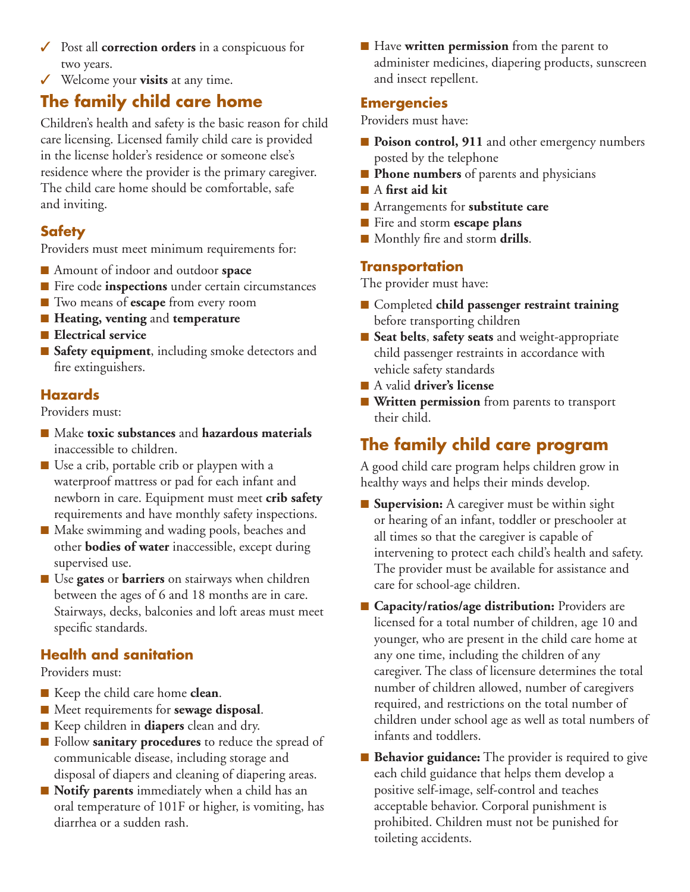- ✓ Post all **correction orders** in a conspicuous for two years.
- ✓ Welcome your **visits** at any time.

## The family child care home

Children's health and safety is the basic reason for child care licensing. Licensed family child care is provided in the license holder's residence or someone else's residence where the provider is the primary caregiver. The child care home should be comfortable, safe and inviting.

### Safety

Providers must meet minimum requirements for:

- Amount of indoor and outdoor **space**
- Fire code **inspections** under certain circumstances
- Two means of **escape** from every room
- **Heating, venting** and **temperature**
- **Electrical service**
- **Safety equipment**, including smoke detectors and fire extinguishers.

### Hazards

Providers must:

- Make **toxic substances** and **hazardous materials** inaccessible to children.
- Use a crib, portable crib or playpen with a waterproof mattress or pad for each infant and newborn in care. Equipment must meet **crib safety** requirements and have monthly safety inspections.
- Make swimming and wading pools, beaches and other **bodies of water** inaccessible, except during supervised use.
- Use **gates** or **barriers** on stairways when children between the ages of 6 and 18 months are in care. Stairways, decks, balconies and loft areas must meet specific standards.

### Health and sanitation

Providers must:

- Keep the child care home **clean**.
- Meet requirements for **sewage disposal**.
- Keep children in **diapers** clean and dry.
- Follow **sanitary procedures** to reduce the spread of communicable disease, including storage and disposal of diapers and cleaning of diapering areas.
- **Notify parents** immediately when a child has an oral temperature of 101F or higher, is vomiting, has diarrhea or a sudden rash.
- Have **written permission** from the parent to administer medicines, diapering products, sunscreen and insect repellent.

### Emergencies

Providers must have:

- **Poison control, 911** and other emergency numbers posted by the telephone
- **Phone numbers** of parents and physicians
- A **first aid kit**
- Arrangements for **substitute care**
- Fire and storm **escape plans**
- Monthly fire and storm **drills**.

### Transportation

The provider must have:

- Completed **child passenger restraint training** before transporting children
- **Seat belts**, **safety seats** and weight-appropriate child passenger restraints in accordance with vehicle safety standards
- A valid **driver's license**
- **Written permission** from parents to transport their child.

## The family child care program

A good child care program helps children grow in healthy ways and helps their minds develop.

- **Supervision:** A caregiver must be within sight or hearing of an infant, toddler or preschooler at all times so that the caregiver is capable of intervening to protect each child's health and safety. The provider must be available for assistance and care for school-age children.
- **Capacity/ratios/age distribution:** Providers are licensed for a total number of children, age 10 and younger, who are present in the child care home at any one time, including the children of any caregiver. The class of licensure determines the total number of children allowed, number of caregivers required, and restrictions on the total number of children under school age as well as total numbers of infants and toddlers.
- **Behavior guidance:** The provider is required to give each child guidance that helps them develop a positive self-image, self-control and teaches acceptable behavior. Corporal punishment is prohibited. Children must not be punished for toileting accidents.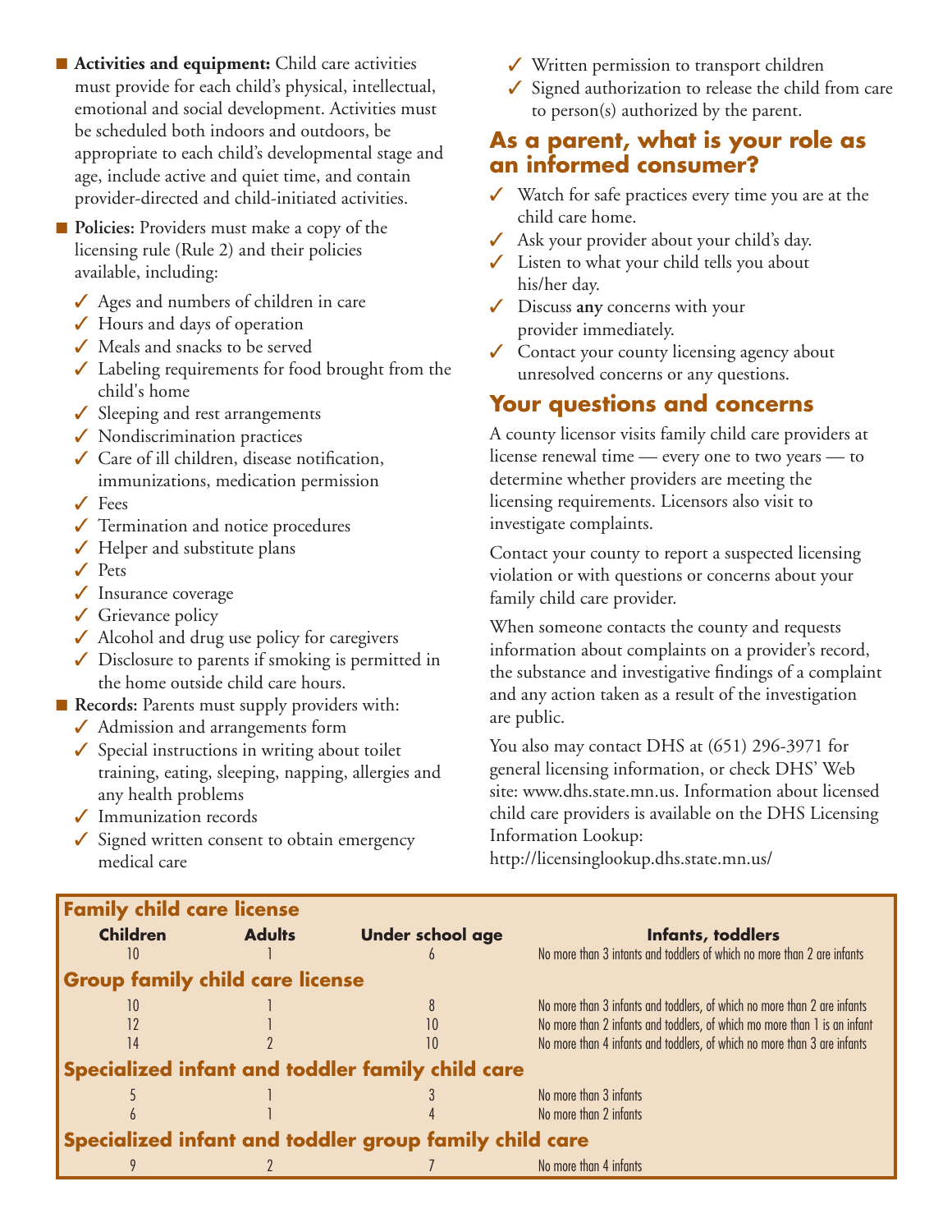- **Activities and equipment:** Child care activities must provide for each child's physical, intellectual, emotional and social development. Activities must be scheduled both indoors and outdoors, be appropriate to each child's developmental stage and age, include active and quiet time, and contain provider-directed and child-initiated activities.
- **Policies:** Providers must make a copy of the licensing rule (Rule 2) and their policies available, including:
  - ✓ Ages and numbers of children in care
  - ✓ Hours and days of operation
  - ✓ Meals and snacks to be served
  - ✓ Labeling requirements for food brought from the child's home
  - ✓ Sleeping and rest arrangements
  - ✓ Nondiscrimination practices
  - ✓ Care of ill children, disease notification, immunizations, medication permission
  - ✓ Fees
  - ✓ Termination and notice procedures
  - ✓ Helper and substitute plans
  - ✓ Pets
  - ✓ Insurance coverage
  - ✓ Grievance policy
  - ✓ Alcohol and drug use policy for caregivers
  - ✓ Disclosure to parents if smoking is permitted in the home outside child care hours.
- **Records:** Parents must supply providers with:
  - ✓ Admission and arrangements form
  - ✓ Special instructions in writing about toilet training, eating, sleeping, napping, allergies and any health problems
  - ✓ Immunization records
  - ✓ Signed written consent to obtain emergency medical care
  - ✓ Written permission to transport children
  - ✓ Signed authorization to release the child from care to person(s) authorized by the parent.

## As a parent, what is your role as an informed consumer?

- ✓ Watch for safe practices every time you are at the child care home.
- ✓ Ask your provider about your child's day.
- ✓ Listen to what your child tells you about his/her day.
- ✓ Discuss **any** concerns with your provider immediately.
- ✓ Contact your county licensing agency about unresolved concerns or any questions.

## Your questions and concerns

A county licensor visits family child care providers at license renewal time — every one to two years — to determine whether providers are meeting the licensing requirements. Licensors also visit to investigate complaints.

Contact your county to report a suspected licensing violation or with questions or concerns about your family child care provider.

When someone contacts the county and requests information about complaints on a provider's record, the substance and investigative findings of a complaint and any action taken as a result of the investigation are public.

You also may contact DHS at (651) 296-3971 for general licensing information, or check DHS' Web site: www.dhs.state.mn.us. Information about licensed child care providers is available on the DHS Licensing Information Lookup: http://licensinglookup.dhs.state.mn.us/

| Children | Adults | Under school age | Infants, toddlers |
|---|---|---|---|
| **Family child care license** | | | |
| 10 | 1 | 6 | No more than 3 intants and toddlers of which no more than 2 are infants |
| **Group family child care license** | | | |
| 10 | 1 | 8 | No more than 3 infants and toddlers, of which no more than 2 are infants |
| 12 | 1 | 10 | No more than 2 infants and toddlers, of which mo more than 1 is an infant |
| 14 | 2 | 10 | No more than 4 infants and toddlers, of which no more than 3 are infants |
| **Specialized infant and toddler family child care** | | | |
| 5 | 1 | 3 | No more than 3 infants |
| 6 | 1 | 4 | No more than 2 infants |
| **Specialized infant and toddler group family child care** | | | |
| 9 | 2 | 7 | No more than 4 infants |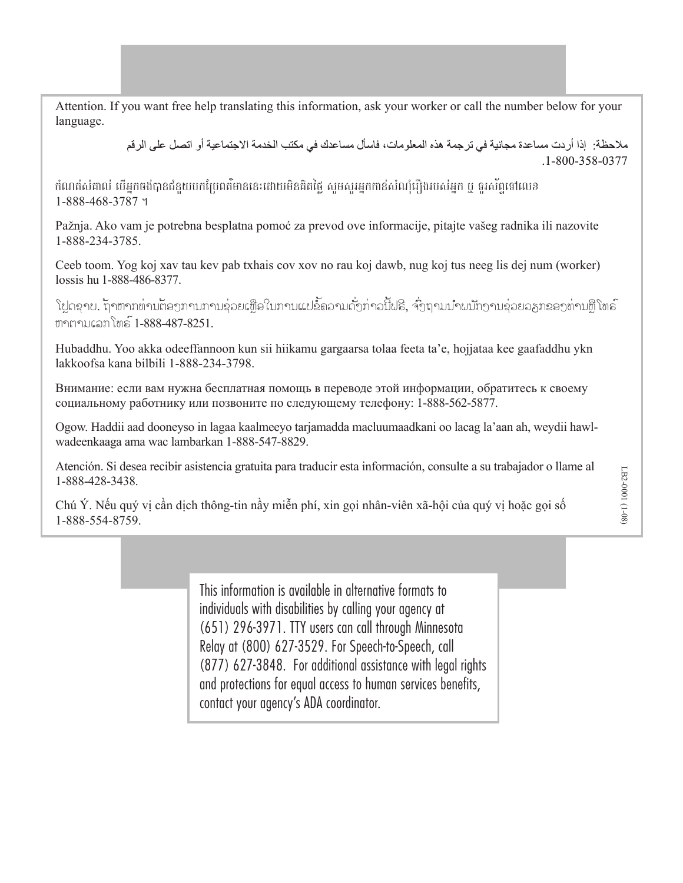Attention. If you want free help translating this information, ask your worker or call the number below for your language.

ملاحظة: إذا أردت مساعدة مجانية في ترجمة هذه المعلومات، فاسأل مساعدك في مكتب الخدمة الاجتماعية أو اتصل على الرقم 1-800-358-0377.

កំណត់សំគាល់ បើអ្នកចង់បានជំនួយបកប្រែព័ត៌មាននេះដោយមិនគិតថ្លៃ សូមសួរអ្នកកាន់សំណុំរឿងរបស់អ្នក ឬ ទូរស័ព្ទទៅលេខ 1-888-468-3787 ។

Pažnja. Ako vam je potrebna besplatna pomoć za prevod ove informacije, pitajte vašeg radnika ili nazovite 1-888-234-3785.

Ceeb toom. Yog koj xav tau kev pab txhais cov xov no rau koj dawb, nug koj tus neeg lis dej num (worker) lossis hu 1-888-486-8377.

ໂປຣດຊາບ. ຖ້າຫາກທ່ານຕ້ອງການການຊ່ວຍເຫຼືອໃນການແປຂໍ້ຄວາມດັ່ງກ່າວນີ້ຟຣີ, ຈົ່ງຖາມນຳພນັກງານຊ່ວຍວຽກຂອງທ່ານຫຼືໂທຣ໌ຫາຕາມເລກໂທຣ໌ 1-888-487-8251.

Hubaddhu. Yoo akka odeeffannoon kun sii hiikamu gargaarsa tolaa feeta ta'e, hojjataa kee gaafaddhu ykn lakkoofsa kana bilbili 1-888-234-3798.

Внимание: если вам нужна бесплатная помощь в переводе этой информации, обратитесь к своему социальному работнику или позвоните по следующему телефону: 1-888-562-5877.

Ogow. Haddii aad dooneyso in lagaa kaalmeeyo tarjamadda macluumaadkani oo lacag la'aan ah, weydii hawl-wadeenkaaga ama wac lambarkan 1-888-547-8829.

Atención. Si desea recibir asistencia gratuita para traducir esta información, consulte a su trabajador o llame al 1-888-428-3438.

Chú Ý. Nếu quý vị cần dịch thông-tin nầy miễn phí, xin gọi nhân-viên xã-hội của quý vị hoặc gọi số 1-888-554-8759.

LB2-0001 (1-08)

This information is available in alternative formats to individuals with disabilities by calling your agency at (651) 296-3971. TTY users can call through Minnesota Relay at (800) 627-3529. For Speech-to-Speech, call (877) 627-3848. For additional assistance with legal rights and protections for equal access to human services benefits, contact your agency's ADA coordinator.